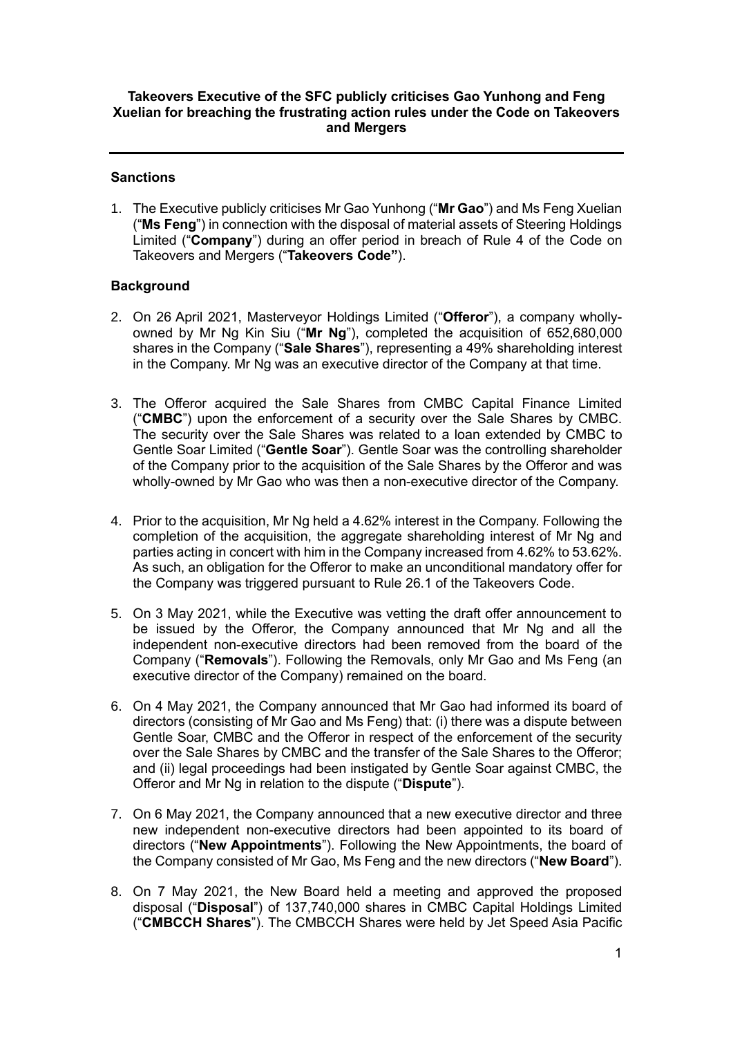# Takeovers Executive of the SFC publicly criticises Gao Yunhong and Feng Xuelian for breaching the frustrating action rules under the Code on Takeovers and Mergers

## Sanctions

1. The Executive publicly criticises Mr Gao Yunhong ("**Mr Gao**") and Ms Feng Xuelian ("**Ms Feng**") in connection with the disposal of material assets of Steering Holdings Limited ("**Company**") during an offer period in breach of Rule 4 of the Code on Takeovers and Mergers ("**Takeovers Code"**).

## Background

2. On 26 April 2021, Masterveyor Holdings Limited ("**Offeror**"), a company wholly-owned by Mr Ng Kin Siu ("**Mr Ng**"), completed the acquisition of 652,680,000 shares in the Company ("**Sale Shares**"), representing a 49% shareholding interest in the Company. Mr Ng was an executive director of the Company at that time.

3. The Offeror acquired the Sale Shares from CMBC Capital Finance Limited ("**CMBC**") upon the enforcement of a security over the Sale Shares by CMBC. The security over the Sale Shares was related to a loan extended by CMBC to Gentle Soar Limited ("**Gentle Soar**"). Gentle Soar was the controlling shareholder of the Company prior to the acquisition of the Sale Shares by the Offeror and was wholly-owned by Mr Gao who was then a non-executive director of the Company.

4. Prior to the acquisition, Mr Ng held a 4.62% interest in the Company. Following the completion of the acquisition, the aggregate shareholding interest of Mr Ng and parties acting in concert with him in the Company increased from 4.62% to 53.62%. As such, an obligation for the Offeror to make an unconditional mandatory offer for the Company was triggered pursuant to Rule 26.1 of the Takeovers Code.

5. On 3 May 2021, while the Executive was vetting the draft offer announcement to be issued by the Offeror, the Company announced that Mr Ng and all the independent non-executive directors had been removed from the board of the Company ("**Removals**"). Following the Removals, only Mr Gao and Ms Feng (an executive director of the Company) remained on the board.

6. On 4 May 2021, the Company announced that Mr Gao had informed its board of directors (consisting of Mr Gao and Ms Feng) that: (i) there was a dispute between Gentle Soar, CMBC and the Offeror in respect of the enforcement of the security over the Sale Shares by CMBC and the transfer of the Sale Shares to the Offeror; and (ii) legal proceedings had been instigated by Gentle Soar against CMBC, the Offeror and Mr Ng in relation to the dispute ("**Dispute**").

7. On 6 May 2021, the Company announced that a new executive director and three new independent non-executive directors had been appointed to its board of directors ("**New Appointments**"). Following the New Appointments, the board of the Company consisted of Mr Gao, Ms Feng and the new directors ("**New Board**").

8. On 7 May 2021, the New Board held a meeting and approved the proposed disposal ("**Disposal**") of 137,740,000 shares in CMBC Capital Holdings Limited ("**CMBCCH Shares**"). The CMBCCH Shares were held by Jet Speed Asia Pacific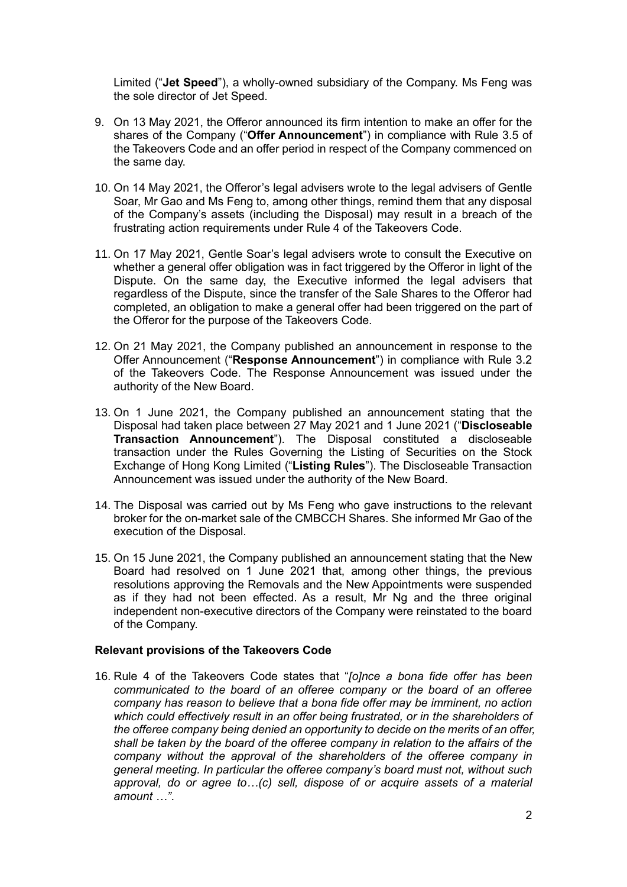Limited ("**Jet Speed**"), a wholly-owned subsidiary of the Company. Ms Feng was the sole director of Jet Speed.

9. On 13 May 2021, the Offeror announced its firm intention to make an offer for the shares of the Company ("**Offer Announcement**") in compliance with Rule 3.5 of the Takeovers Code and an offer period in respect of the Company commenced on the same day.

10. On 14 May 2021, the Offeror's legal advisers wrote to the legal advisers of Gentle Soar, Mr Gao and Ms Feng to, among other things, remind them that any disposal of the Company's assets (including the Disposal) may result in a breach of the frustrating action requirements under Rule 4 of the Takeovers Code.

11. On 17 May 2021, Gentle Soar's legal advisers wrote to consult the Executive on whether a general offer obligation was in fact triggered by the Offeror in light of the Dispute. On the same day, the Executive informed the legal advisers that regardless of the Dispute, since the transfer of the Sale Shares to the Offeror had completed, an obligation to make a general offer had been triggered on the part of the Offeror for the purpose of the Takeovers Code.

12. On 21 May 2021, the Company published an announcement in response to the Offer Announcement ("**Response Announcement**") in compliance with Rule 3.2 of the Takeovers Code. The Response Announcement was issued under the authority of the New Board.

13. On 1 June 2021, the Company published an announcement stating that the Disposal had taken place between 27 May 2021 and 1 June 2021 ("**Discloseable Transaction Announcement**"). The Disposal constituted a discloseable transaction under the Rules Governing the Listing of Securities on the Stock Exchange of Hong Kong Limited ("**Listing Rules**"). The Discloseable Transaction Announcement was issued under the authority of the New Board.

14. The Disposal was carried out by Ms Feng who gave instructions to the relevant broker for the on-market sale of the CMBCCH Shares. She informed Mr Gao of the execution of the Disposal.

15. On 15 June 2021, the Company published an announcement stating that the New Board had resolved on 1 June 2021 that, among other things, the previous resolutions approving the Removals and the New Appointments were suspended as if they had not been effected. As a result, Mr Ng and the three original independent non-executive directors of the Company were reinstated to the board of the Company.

**Relevant provisions of the Takeovers Code**

16. Rule 4 of the Takeovers Code states that "*[o]nce a bona fide offer has been communicated to the board of an offeree company or the board of an offeree company has reason to believe that a bona fide offer may be imminent, no action which could effectively result in an offer being frustrated, or in the shareholders of the offeree company being denied an opportunity to decide on the merits of an offer, shall be taken by the board of the offeree company in relation to the affairs of the company without the approval of the shareholders of the offeree company in general meeting. In particular the offeree company's board must not, without such approval, do or agree to…(c) sell, dispose of or acquire assets of a material amount …"*.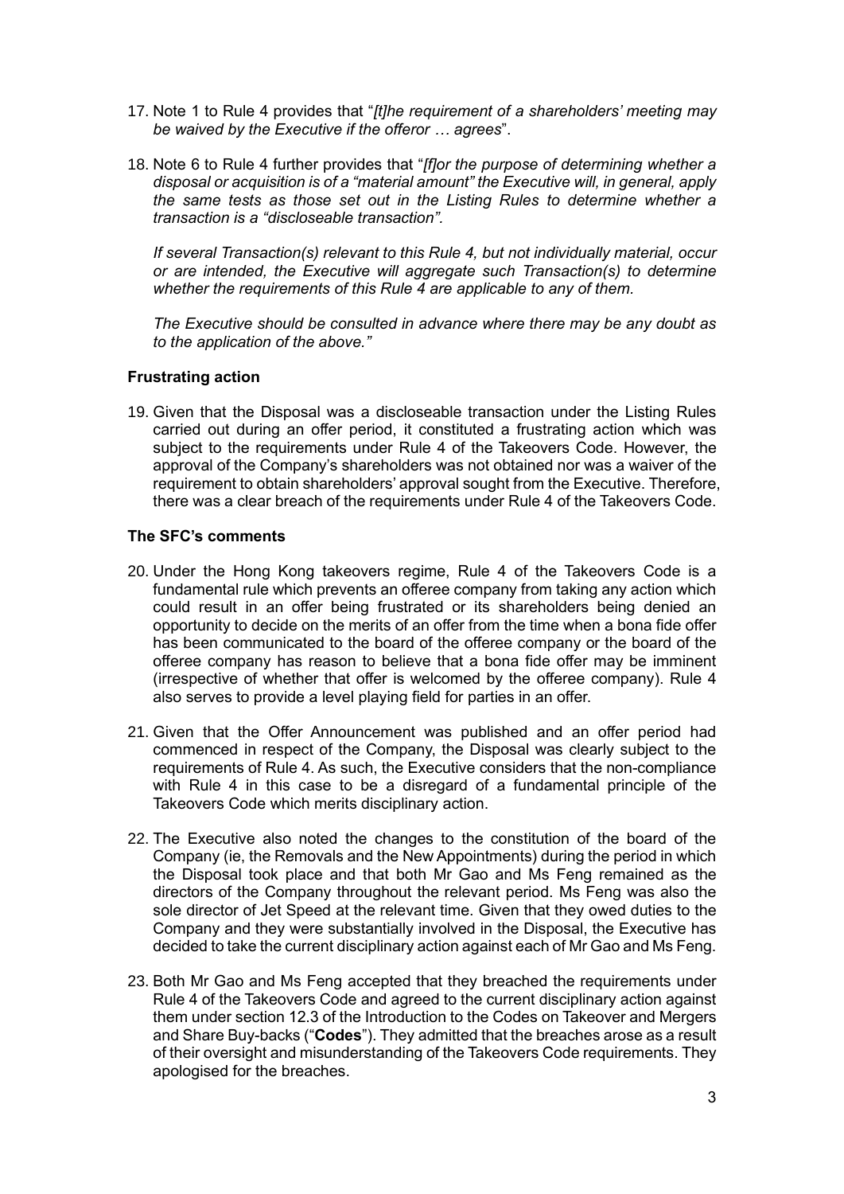17. Note 1 to Rule 4 provides that "*[t]he requirement of a shareholders' meeting may be waived by the Executive if the offeror … agrees*".

18. Note 6 to Rule 4 further provides that "*[f]or the purpose of determining whether a disposal or acquisition is of a "material amount" the Executive will, in general, apply the same tests as those set out in the Listing Rules to determine whether a transaction is a "discloseable transaction".*

    *If several Transaction(s) relevant to this Rule 4, but not individually material, occur or are intended, the Executive will aggregate such Transaction(s) to determine whether the requirements of this Rule 4 are applicable to any of them.*

    *The Executive should be consulted in advance where there may be any doubt as to the application of the above."*

**Frustrating action**

19. Given that the Disposal was a discloseable transaction under the Listing Rules carried out during an offer period, it constituted a frustrating action which was subject to the requirements under Rule 4 of the Takeovers Code. However, the approval of the Company's shareholders was not obtained nor was a waiver of the requirement to obtain shareholders' approval sought from the Executive. Therefore, there was a clear breach of the requirements under Rule 4 of the Takeovers Code.

**The SFC's comments**

20. Under the Hong Kong takeovers regime, Rule 4 of the Takeovers Code is a fundamental rule which prevents an offeree company from taking any action which could result in an offer being frustrated or its shareholders being denied an opportunity to decide on the merits of an offer from the time when a bona fide offer has been communicated to the board of the offeree company or the board of the offeree company has reason to believe that a bona fide offer may be imminent (irrespective of whether that offer is welcomed by the offeree company). Rule 4 also serves to provide a level playing field for parties in an offer.

21. Given that the Offer Announcement was published and an offer period had commenced in respect of the Company, the Disposal was clearly subject to the requirements of Rule 4. As such, the Executive considers that the non-compliance with Rule 4 in this case to be a disregard of a fundamental principle of the Takeovers Code which merits disciplinary action.

22. The Executive also noted the changes to the constitution of the board of the Company (ie, the Removals and the New Appointments) during the period in which the Disposal took place and that both Mr Gao and Ms Feng remained as the directors of the Company throughout the relevant period. Ms Feng was also the sole director of Jet Speed at the relevant time. Given that they owed duties to the Company and they were substantially involved in the Disposal, the Executive has decided to take the current disciplinary action against each of Mr Gao and Ms Feng.

23. Both Mr Gao and Ms Feng accepted that they breached the requirements under Rule 4 of the Takeovers Code and agreed to the current disciplinary action against them under section 12.3 of the Introduction to the Codes on Takeover and Mergers and Share Buy-backs ("**Codes**"). They admitted that the breaches arose as a result of their oversight and misunderstanding of the Takeovers Code requirements. They apologised for the breaches.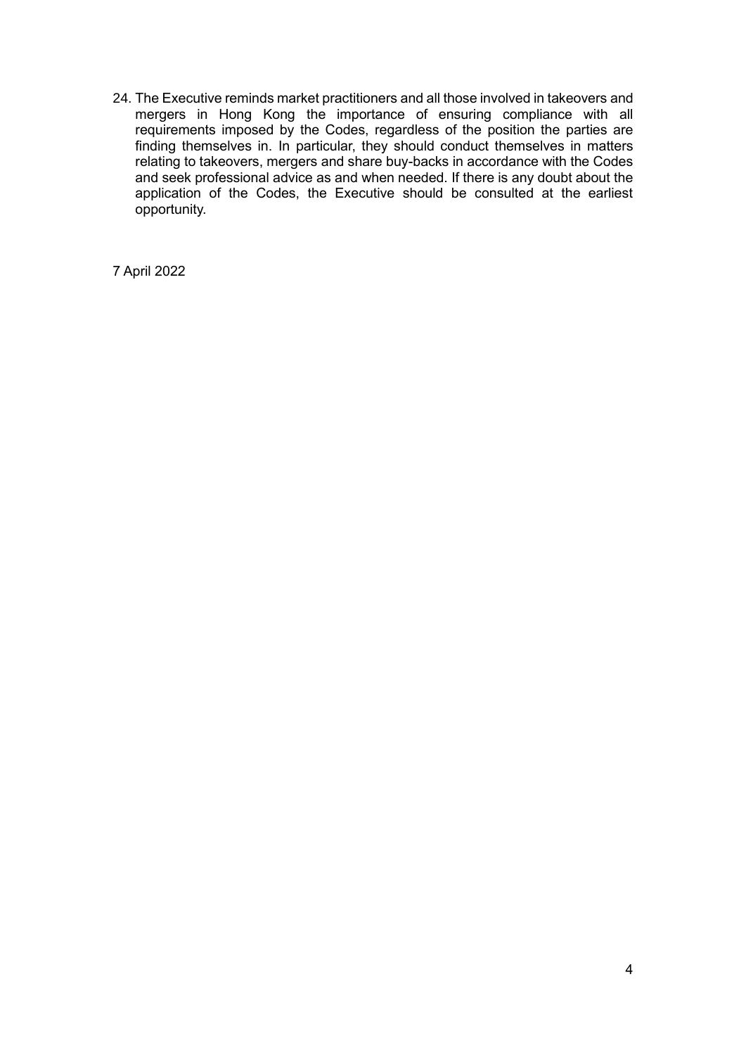24. The Executive reminds market practitioners and all those involved in takeovers and mergers in Hong Kong the importance of ensuring compliance with all requirements imposed by the Codes, regardless of the position the parties are finding themselves in. In particular, they should conduct themselves in matters relating to takeovers, mergers and share buy-backs in accordance with the Codes and seek professional advice as and when needed. If there is any doubt about the application of the Codes, the Executive should be consulted at the earliest opportunity.

7 April 2022